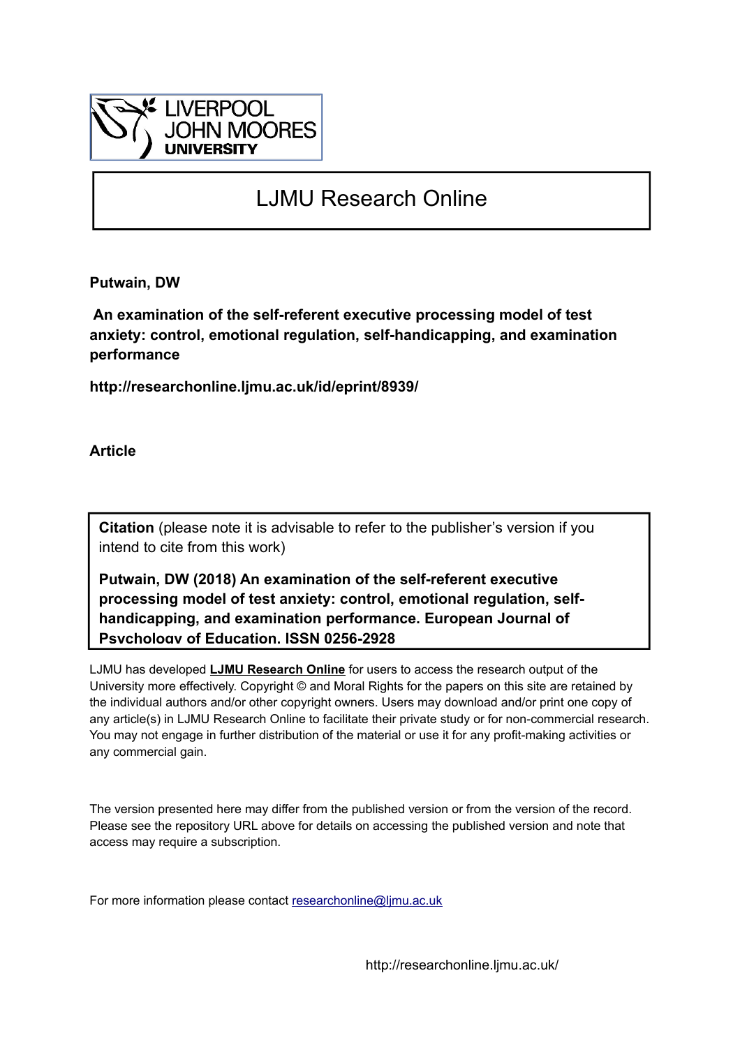LIVERPOOL JOHN MOORES UNIVERSITY

# LJMU Research Online

**Putwain, DW**

**An examination of the self-referent executive processing model of test anxiety: control, emotional regulation, self-handicapping, and examination performance**

**http://researchonline.ljmu.ac.uk/id/eprint/8939/**

**Article**

**Citation** (please note it is advisable to refer to the publisher's version if you intend to cite from this work)

**Putwain, DW (2018) An examination of the self-referent executive processing model of test anxiety: control, emotional regulation, self-handicapping, and examination performance. European Journal of Psychology of Education. ISSN 0256-2928**

LJMU has developed **LJMU Research Online** for users to access the research output of the University more effectively. Copyright © and Moral Rights for the papers on this site are retained by the individual authors and/or other copyright owners. Users may download and/or print one copy of any article(s) in LJMU Research Online to facilitate their private study or for non-commercial research. You may not engage in further distribution of the material or use it for any profit-making activities or any commercial gain.

The version presented here may differ from the published version or from the version of the record. Please see the repository URL above for details on accessing the published version and note that access may require a subscription.

For more information please contact researchonline@ljmu.ac.uk

http://researchonline.ljmu.ac.uk/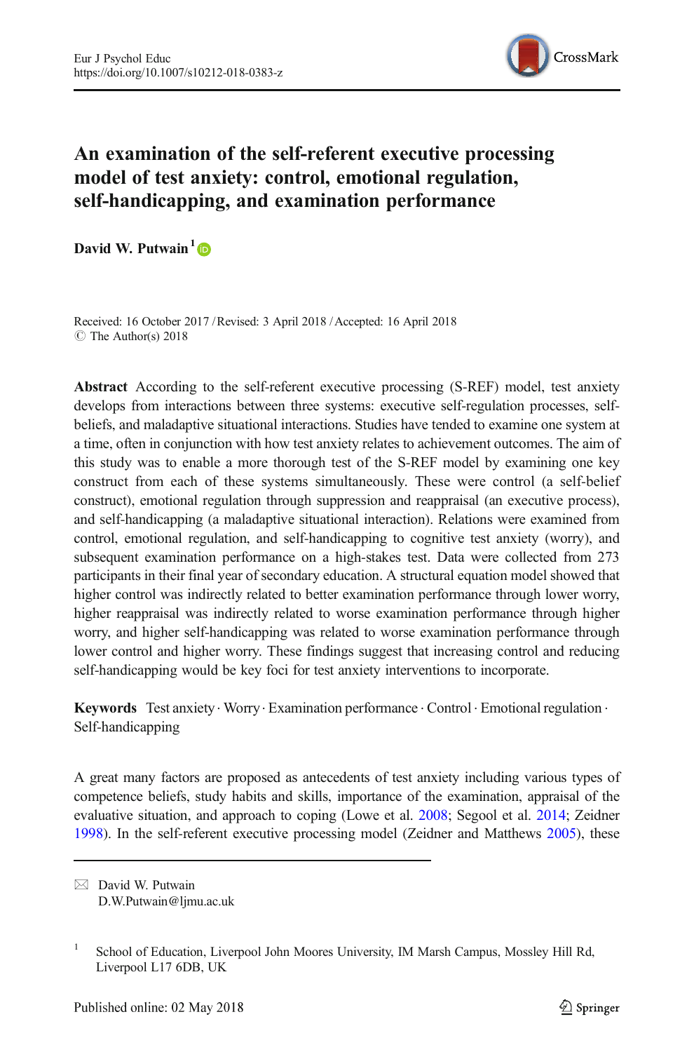# An examination of the self-referent executive processing model of test anxiety: control, emotional regulation, self-handicapping, and examination performance

**David W. Putwain**[1]

Received: 16 October 2017 / Revised: 3 April 2018 / Accepted: 16 April 2018
© The Author(s) 2018

**Abstract** According to the self-referent executive processing (S-REF) model, test anxiety develops from interactions between three systems: executive self-regulation processes, self-beliefs, and maladaptive situational interactions. Studies have tended to examine one system at a time, often in conjunction with how test anxiety relates to achievement outcomes. The aim of this study was to enable a more thorough test of the S-REF model by examining one key construct from each of these systems simultaneously. These were control (a self-belief construct), emotional regulation through suppression and reappraisal (an executive process), and self-handicapping (a maladaptive situational interaction). Relations were examined from control, emotional regulation, and self-handicapping to cognitive test anxiety (worry), and subsequent examination performance on a high-stakes test. Data were collected from 273 participants in their final year of secondary education. A structural equation model showed that higher control was indirectly related to better examination performance through lower worry, higher reappraisal was indirectly related to worse examination performance through higher worry, and higher self-handicapping was related to worse examination performance through lower control and higher worry. These findings suggest that increasing control and reducing self-handicapping would be key foci for test anxiety interventions to incorporate.

**Keywords** Test anxiety · Worry · Examination performance · Control · Emotional regulation · Self-handicapping

A great many factors are proposed as antecedents of test anxiety including various types of competence beliefs, study habits and skills, importance of the examination, appraisal of the evaluative situation, and approach to coping (Lowe et al. 2008; Segool et al. 2014; Zeidner 1998). In the self-referent executive processing model (Zeidner and Matthews 2005), these

---

✉ David W. Putwain
D.W.Putwain@ljmu.ac.uk

[1] School of Education, Liverpool John Moores University, IM Marsh Campus, Mossley Hill Rd, Liverpool L17 6DB, UK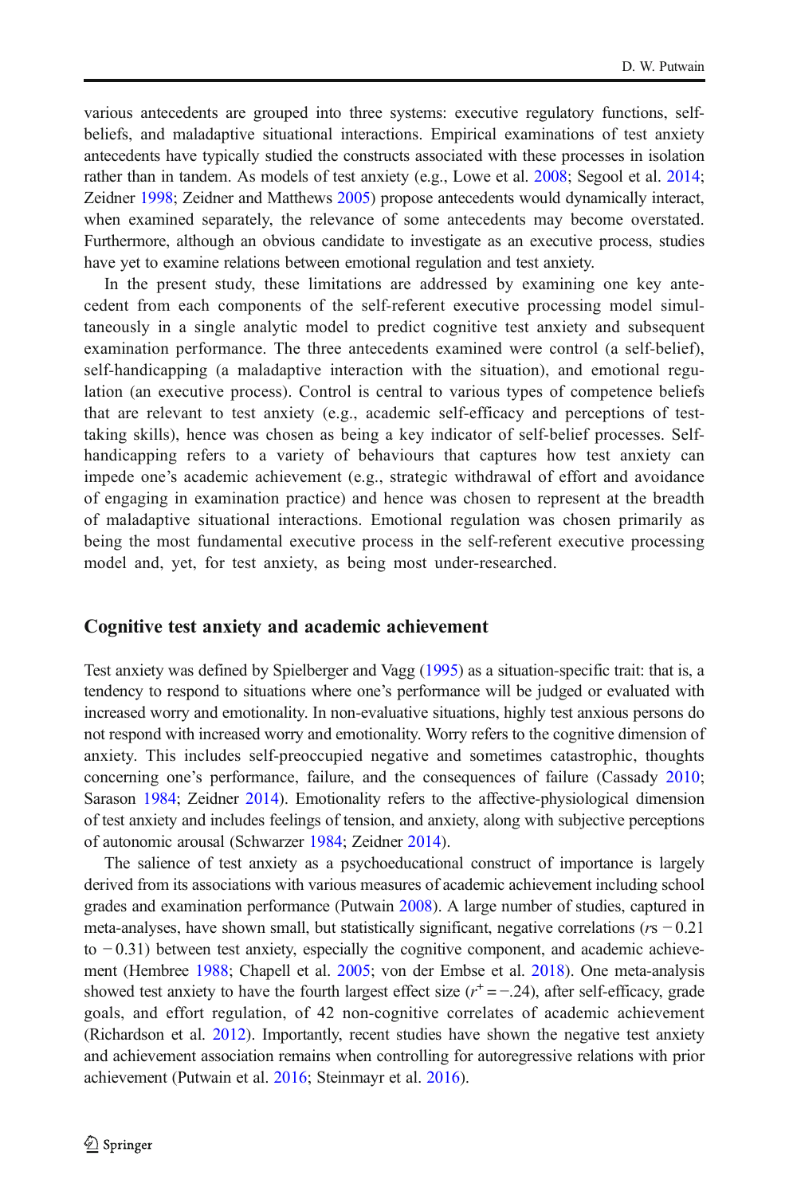various antecedents are grouped into three systems: executive regulatory functions, self-beliefs, and maladaptive situational interactions. Empirical examinations of test anxiety antecedents have typically studied the constructs associated with these processes in isolation rather than in tandem. As models of test anxiety (e.g., Lowe et al. 2008; Segool et al. 2014; Zeidner 1998; Zeidner and Matthews 2005) propose antecedents would dynamically interact, when examined separately, the relevance of some antecedents may become overstated. Furthermore, although an obvious candidate to investigate as an executive process, studies have yet to examine relations between emotional regulation and test anxiety.

In the present study, these limitations are addressed by examining one key antecedent from each components of the self-referent executive processing model simultaneously in a single analytic model to predict cognitive test anxiety and subsequent examination performance. The three antecedents examined were control (a self-belief), self-handicapping (a maladaptive interaction with the situation), and emotional regulation (an executive process). Control is central to various types of competence beliefs that are relevant to test anxiety (e.g., academic self-efficacy and perceptions of test-taking skills), hence was chosen as being a key indicator of self-belief processes. Self-handicapping refers to a variety of behaviours that captures how test anxiety can impede one's academic achievement (e.g., strategic withdrawal of effort and avoidance of engaging in examination practice) and hence was chosen to represent at the breadth of maladaptive situational interactions. Emotional regulation was chosen primarily as being the most fundamental executive process in the self-referent executive processing model and, yet, for test anxiety, as being most under-researched.

## Cognitive test anxiety and academic achievement

Test anxiety was defined by Spielberger and Vagg (1995) as a situation-specific trait: that is, a tendency to respond to situations where one's performance will be judged or evaluated with increased worry and emotionality. In non-evaluative situations, highly test anxious persons do not respond with increased worry and emotionality. Worry refers to the cognitive dimension of anxiety. This includes self-preoccupied negative and sometimes catastrophic, thoughts concerning one's performance, failure, and the consequences of failure (Cassady 2010; Sarason 1984; Zeidner 2014). Emotionality refers to the affective-physiological dimension of test anxiety and includes feelings of tension, and anxiety, along with subjective perceptions of autonomic arousal (Schwarzer 1984; Zeidner 2014).

The salience of test anxiety as a psychoeducational construct of importance is largely derived from its associations with various measures of academic achievement including school grades and examination performance (Putwain 2008). A large number of studies, captured in meta-analyses, have shown small, but statistically significant, negative correlations ($r$s $-0.21$ to $-0.31$) between test anxiety, especially the cognitive component, and academic achievement (Hembree 1988; Chapell et al. 2005; von der Embse et al. 2018). One meta-analysis showed test anxiety to have the fourth largest effect size ($r^{+} = -.24$), after self-efficacy, grade goals, and effort regulation, of 42 non-cognitive correlates of academic achievement (Richardson et al. 2012). Importantly, recent studies have shown the negative test anxiety and achievement association remains when controlling for autoregressive relations with prior achievement (Putwain et al. 2016; Steinmayr et al. 2016).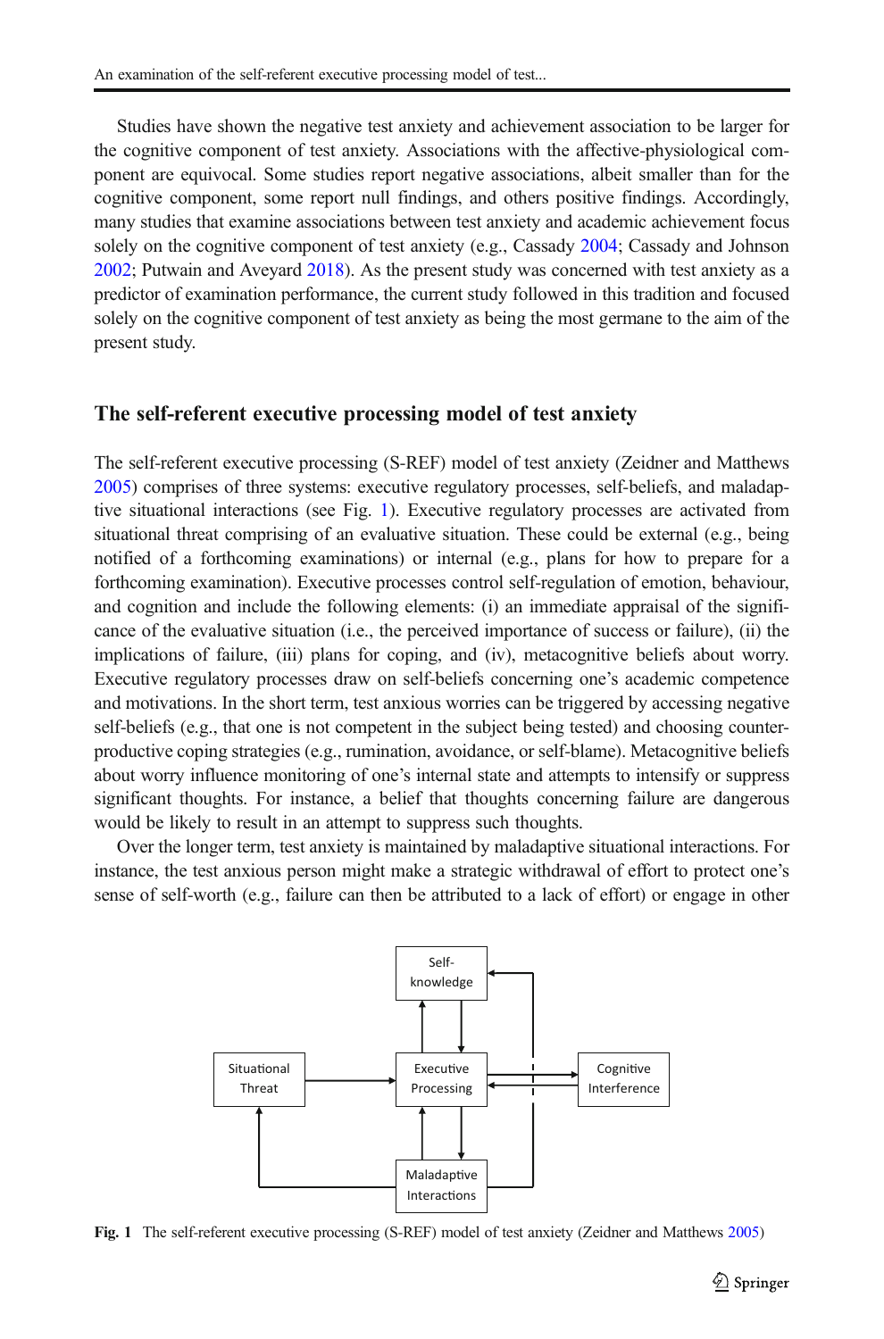Studies have shown the negative test anxiety and achievement association to be larger for the cognitive component of test anxiety. Associations with the affective-physiological component are equivocal. Some studies report negative associations, albeit smaller than for the cognitive component, some report null findings, and others positive findings. Accordingly, many studies that examine associations between test anxiety and academic achievement focus solely on the cognitive component of test anxiety (e.g., Cassady 2004; Cassady and Johnson 2002; Putwain and Aveyard 2018). As the present study was concerned with test anxiety as a predictor of examination performance, the current study followed in this tradition and focused solely on the cognitive component of test anxiety as being the most germane to the aim of the present study.

## The self-referent executive processing model of test anxiety

The self-referent executive processing (S-REF) model of test anxiety (Zeidner and Matthews 2005) comprises of three systems: executive regulatory processes, self-beliefs, and maladaptive situational interactions (see Fig. 1). Executive regulatory processes are activated from situational threat comprising of an evaluative situation. These could be external (e.g., being notified of a forthcoming examinations) or internal (e.g., plans for how to prepare for a forthcoming examination). Executive processes control self-regulation of emotion, behaviour, and cognition and include the following elements: (i) an immediate appraisal of the significance of the evaluative situation (i.e., the perceived importance of success or failure), (ii) the implications of failure, (iii) plans for coping, and (iv), metacognitive beliefs about worry. Executive regulatory processes draw on self-beliefs concerning one's academic competence and motivations. In the short term, test anxious worries can be triggered by accessing negative self-beliefs (e.g., that one is not competent in the subject being tested) and choosing counterproductive coping strategies (e.g., rumination, avoidance, or self-blame). Metacognitive beliefs about worry influence monitoring of one's internal state and attempts to intensify or suppress significant thoughts. For instance, a belief that thoughts concerning failure are dangerous would be likely to result in an attempt to suppress such thoughts.

Over the longer term, test anxiety is maintained by maladaptive situational interactions. For instance, the test anxious person might make a strategic withdrawal of effort to protect one's sense of self-worth (e.g., failure can then be attributed to a lack of effort) or engage in other

Self-knowledge

Situational Threat

Executive Processing

Cognitive Interference

Maladaptive Interactions

**Fig. 1** The self-referent executive processing (S-REF) model of test anxiety (Zeidner and Matthews 2005)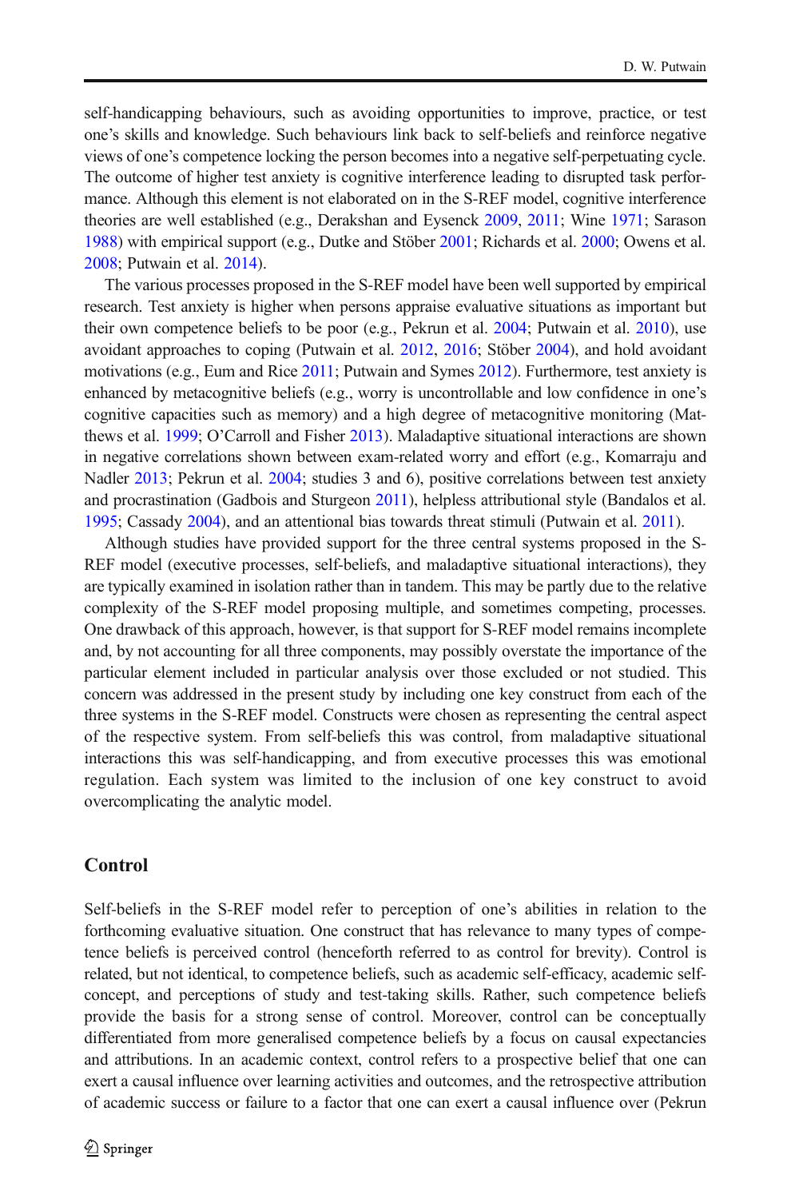self-handicapping behaviours, such as avoiding opportunities to improve, practice, or test one's skills and knowledge. Such behaviours link back to self-beliefs and reinforce negative views of one's competence locking the person becomes into a negative self-perpetuating cycle. The outcome of higher test anxiety is cognitive interference leading to disrupted task performance. Although this element is not elaborated on in the S-REF model, cognitive interference theories are well established (e.g., Derakshan and Eysenck 2009, 2011; Wine 1971; Sarason 1988) with empirical support (e.g., Dutke and Stöber 2001; Richards et al. 2000; Owens et al. 2008; Putwain et al. 2014).

The various processes proposed in the S-REF model have been well supported by empirical research. Test anxiety is higher when persons appraise evaluative situations as important but their own competence beliefs to be poor (e.g., Pekrun et al. 2004; Putwain et al. 2010), use avoidant approaches to coping (Putwain et al. 2012, 2016; Stöber 2004), and hold avoidant motivations (e.g., Eum and Rice 2011; Putwain and Symes 2012). Furthermore, test anxiety is enhanced by metacognitive beliefs (e.g., worry is uncontrollable and low confidence in one's cognitive capacities such as memory) and a high degree of metacognitive monitoring (Matthews et al. 1999; O'Carroll and Fisher 2013). Maladaptive situational interactions are shown in negative correlations shown between exam-related worry and effort (e.g., Komarraju and Nadler 2013; Pekrun et al. 2004; studies 3 and 6), positive correlations between test anxiety and procrastination (Gadbois and Sturgeon 2011), helpless attributional style (Bandalos et al. 1995; Cassady 2004), and an attentional bias towards threat stimuli (Putwain et al. 2011).

Although studies have provided support for the three central systems proposed in the S-REF model (executive processes, self-beliefs, and maladaptive situational interactions), they are typically examined in isolation rather than in tandem. This may be partly due to the relative complexity of the S-REF model proposing multiple, and sometimes competing, processes. One drawback of this approach, however, is that support for S-REF model remains incomplete and, by not accounting for all three components, may possibly overstate the importance of the particular element included in particular analysis over those excluded or not studied. This concern was addressed in the present study by including one key construct from each of the three systems in the S-REF model. Constructs were chosen as representing the central aspect of the respective system. From self-beliefs this was control, from maladaptive situational interactions this was self-handicapping, and from executive processes this was emotional regulation. Each system was limited to the inclusion of one key construct to avoid overcomplicating the analytic model.

## Control

Self-beliefs in the S-REF model refer to perception of one's abilities in relation to the forthcoming evaluative situation. One construct that has relevance to many types of competence beliefs is perceived control (henceforth referred to as control for brevity). Control is related, but not identical, to competence beliefs, such as academic self-efficacy, academic self-concept, and perceptions of study and test-taking skills. Rather, such competence beliefs provide the basis for a strong sense of control. Moreover, control can be conceptually differentiated from more generalised competence beliefs by a focus on causal expectancies and attributions. In an academic context, control refers to a prospective belief that one can exert a causal influence over learning activities and outcomes, and the retrospective attribution of academic success or failure to a factor that one can exert a causal influence over (Pekrun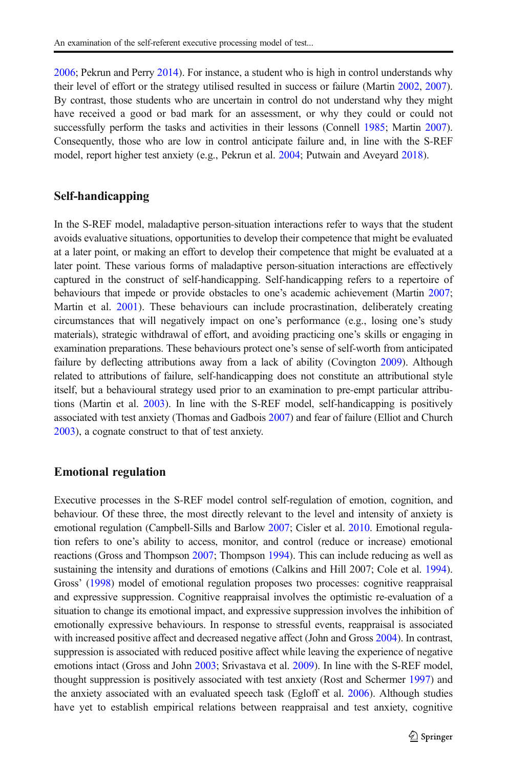2006; Pekrun and Perry 2014). For instance, a student who is high in control understands why their level of effort or the strategy utilised resulted in success or failure (Martin 2002, 2007). By contrast, those students who are uncertain in control do not understand why they might have received a good or bad mark for an assessment, or why they could or could not successfully perform the tasks and activities in their lessons (Connell 1985; Martin 2007). Consequently, those who are low in control anticipate failure and, in line with the S-REF model, report higher test anxiety (e.g., Pekrun et al. 2004; Putwain and Aveyard 2018).

## Self-handicapping

In the S-REF model, maladaptive person-situation interactions refer to ways that the student avoids evaluative situations, opportunities to develop their competence that might be evaluated at a later point, or making an effort to develop their competence that might be evaluated at a later point. These various forms of maladaptive person-situation interactions are effectively captured in the construct of self-handicapping. Self-handicapping refers to a repertoire of behaviours that impede or provide obstacles to one's academic achievement (Martin 2007; Martin et al. 2001). These behaviours can include procrastination, deliberately creating circumstances that will negatively impact on one's performance (e.g., losing one's study materials), strategic withdrawal of effort, and avoiding practicing one's skills or engaging in examination preparations. These behaviours protect one's sense of self-worth from anticipated failure by deflecting attributions away from a lack of ability (Covington 2009). Although related to attributions of failure, self-handicapping does not constitute an attributional style itself, but a behavioural strategy used prior to an examination to pre-empt particular attributions (Martin et al. 2003). In line with the S-REF model, self-handicapping is positively associated with test anxiety (Thomas and Gadbois 2007) and fear of failure (Elliot and Church 2003), a cognate construct to that of test anxiety.

## Emotional regulation

Executive processes in the S-REF model control self-regulation of emotion, cognition, and behaviour. Of these three, the most directly relevant to the level and intensity of anxiety is emotional regulation (Campbell-Sills and Barlow 2007; Cisler et al. 2010. Emotional regulation refers to one's ability to access, monitor, and control (reduce or increase) emotional reactions (Gross and Thompson 2007; Thompson 1994). This can include reducing as well as sustaining the intensity and durations of emotions (Calkins and Hill 2007; Cole et al. 1994). Gross' (1998) model of emotional regulation proposes two processes: cognitive reappraisal and expressive suppression. Cognitive reappraisal involves the optimistic re-evaluation of a situation to change its emotional impact, and expressive suppression involves the inhibition of emotionally expressive behaviours. In response to stressful events, reappraisal is associated with increased positive affect and decreased negative affect (John and Gross 2004). In contrast, suppression is associated with reduced positive affect while leaving the experience of negative emotions intact (Gross and John 2003; Srivastava et al. 2009). In line with the S-REF model, thought suppression is positively associated with test anxiety (Rost and Schermer 1997) and the anxiety associated with an evaluated speech task (Egloff et al. 2006). Although studies have yet to establish empirical relations between reappraisal and test anxiety, cognitive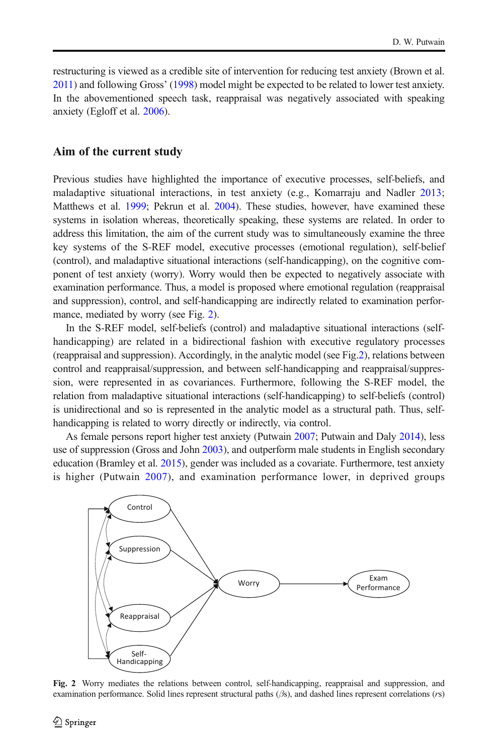restructuring is viewed as a credible site of intervention for reducing test anxiety (Brown et al. 2011) and following Gross' (1998) model might be expected to be related to lower test anxiety. In the abovementioned speech task, reappraisal was negatively associated with speaking anxiety (Egloff et al. 2006).

## Aim of the current study

Previous studies have highlighted the importance of executive processes, self-beliefs, and maladaptive situational interactions, in test anxiety (e.g., Komarraju and Nadler 2013; Matthews et al. 1999; Pekrun et al. 2004). These studies, however, have examined these systems in isolation whereas, theoretically speaking, these systems are related. In order to address this limitation, the aim of the current study was to simultaneously examine the three key systems of the S-REF model, executive processes (emotional regulation), self-belief (control), and maladaptive situational interactions (self-handicapping), on the cognitive component of test anxiety (worry). Worry would then be expected to negatively associate with examination performance. Thus, a model is proposed where emotional regulation (reappraisal and suppression), control, and self-handicapping are indirectly related to examination performance, mediated by worry (see Fig. 2).

In the S-REF model, self-beliefs (control) and maladaptive situational interactions (self-handicapping) are related in a bidirectional fashion with executive regulatory processes (reappraisal and suppression). Accordingly, in the analytic model (see Fig.2), relations between control and reappraisal/suppression, and between self-handicapping and reappraisal/suppression, were represented in as covariances. Furthermore, following the S-REF model, the relation from maladaptive situational interactions (self-handicapping) to self-beliefs (control) is unidirectional and so is represented in the analytic model as a structural path. Thus, self-handicapping is related to worry directly or indirectly, via control.

As female persons report higher test anxiety (Putwain 2007; Putwain and Daly 2014), less use of suppression (Gross and John 2003), and outperform male students in English secondary education (Bramley et al. 2015), gender was included as a covariate. Furthermore, test anxiety is higher (Putwain 2007), and examination performance lower, in deprived groups

**Fig. 2** Worry mediates the relations between control, self-handicapping, reappraisal and suppression, and examination performance. Solid lines represent structural paths ($\beta$s), and dashed lines represent correlations ($r$s)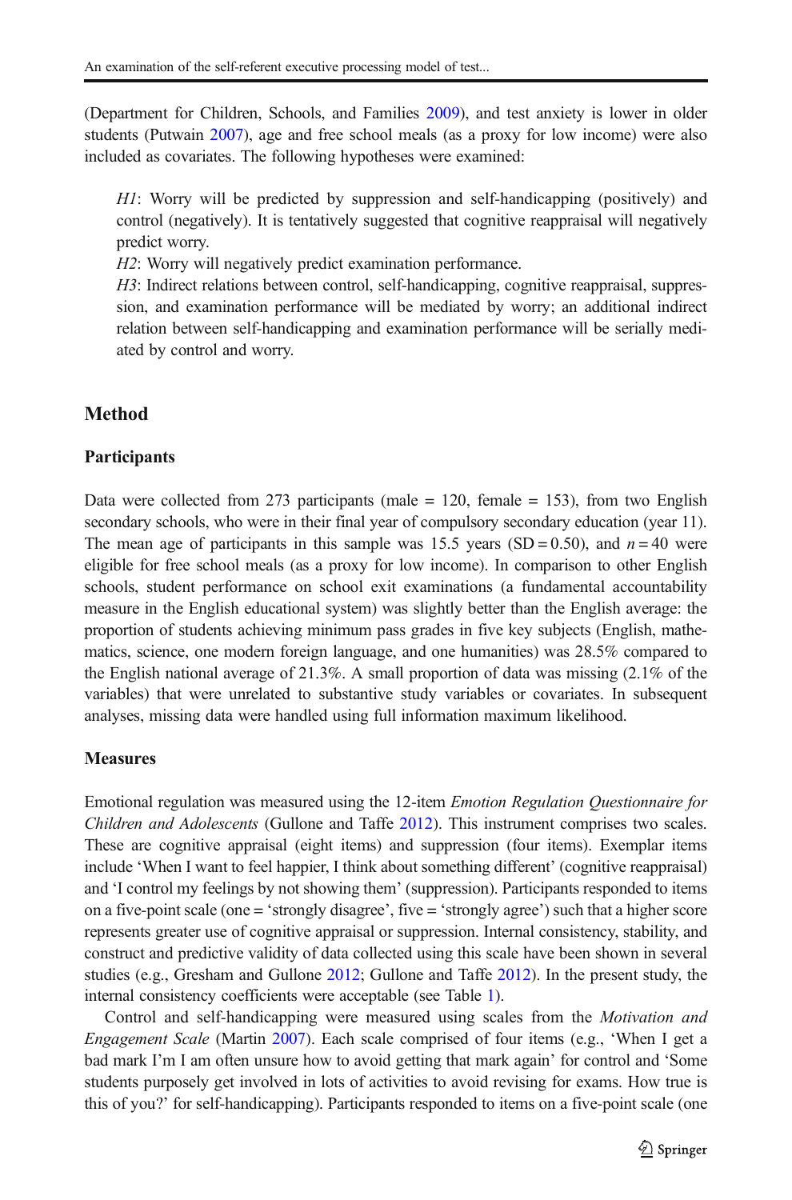(Department for Children, Schools, and Families 2009), and test anxiety is lower in older students (Putwain 2007), age and free school meals (as a proxy for low income) were also included as covariates. The following hypotheses were examined:

*H1*: Worry will be predicted by suppression and self-handicapping (positively) and control (negatively). It is tentatively suggested that cognitive reappraisal will negatively predict worry.

*H2*: Worry will negatively predict examination performance.

*H3*: Indirect relations between control, self-handicapping, cognitive reappraisal, suppression, and examination performance will be mediated by worry; an additional indirect relation between self-handicapping and examination performance will be serially mediated by control and worry.

## Method

### Participants

Data were collected from 273 participants (male = 120, female = 153), from two English secondary schools, who were in their final year of compulsory secondary education (year 11). The mean age of participants in this sample was 15.5 years (SD = 0.50), and $n = 40$ were eligible for free school meals (as a proxy for low income). In comparison to other English schools, student performance on school exit examinations (a fundamental accountability measure in the English educational system) was slightly better than the English average: the proportion of students achieving minimum pass grades in five key subjects (English, mathematics, science, one modern foreign language, and one humanities) was 28.5% compared to the English national average of 21.3%. A small proportion of data was missing (2.1% of the variables) that were unrelated to substantive study variables or covariates. In subsequent analyses, missing data were handled using full information maximum likelihood.

### Measures

Emotional regulation was measured using the 12-item *Emotion Regulation Questionnaire for Children and Adolescents* (Gullone and Taffe 2012). This instrument comprises two scales. These are cognitive appraisal (eight items) and suppression (four items). Exemplar items include 'When I want to feel happier, I think about something different' (cognitive reappraisal) and 'I control my feelings by not showing them' (suppression). Participants responded to items on a five-point scale (one = 'strongly disagree', five = 'strongly agree') such that a higher score represents greater use of cognitive appraisal or suppression. Internal consistency, stability, and construct and predictive validity of data collected using this scale have been shown in several studies (e.g., Gresham and Gullone 2012; Gullone and Taffe 2012). In the present study, the internal consistency coefficients were acceptable (see Table 1).

Control and self-handicapping were measured using scales from the *Motivation and Engagement Scale* (Martin 2007). Each scale comprised of four items (e.g., 'When I get a bad mark I'm I am often unsure how to avoid getting that mark again' for control and 'Some students purposely get involved in lots of activities to avoid revising for exams. How true is this of you?' for self-handicapping). Participants responded to items on a five-point scale (one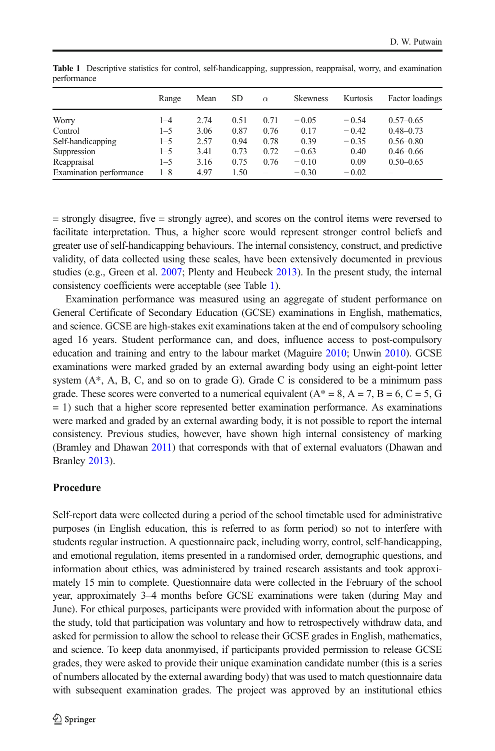**Table 1** Descriptive statistics for control, self-handicapping, suppression, reappraisal, worry, and examination performance

| | Range | Mean | SD | $\alpha$ | Skewness | Kurtosis | Factor loadings |
|---|---|---|---|---|---|---|---|
| Worry | 1–4 | 2.74 | 0.51 | 0.71 | − 0.05 | − 0.54 | 0.57–0.65 |
| Control | 1–5 | 3.06 | 0.87 | 0.76 | 0.17 | − 0.42 | 0.48–0.73 |
| Self-handicapping | 1–5 | 2.57 | 0.94 | 0.78 | 0.39 | − 0.35 | 0.56–0.80 |
| Suppression | 1–5 | 3.41 | 0.73 | 0.72 | − 0.63 | 0.40 | 0.46–0.66 |
| Reappraisal | 1–5 | 3.16 | 0.75 | 0.76 | − 0.10 | 0.09 | 0.50–0.65 |
| Examination performance | 1–8 | 4.97 | 1.50 | – | − 0.30 | − 0.02 | – |

= strongly disagree, five = strongly agree), and scores on the control items were reversed to facilitate interpretation. Thus, a higher score would represent stronger control beliefs and greater use of self-handicapping behaviours. The internal consistency, construct, and predictive validity, of data collected using these scales, have been extensively documented in previous studies (e.g., Green et al. 2007; Plenty and Heubeck 2013). In the present study, the internal consistency coefficients were acceptable (see Table 1).

Examination performance was measured using an aggregate of student performance on General Certificate of Secondary Education (GCSE) examinations in English, mathematics, and science. GCSE are high-stakes exit examinations taken at the end of compulsory schooling aged 16 years. Student performance can, and does, influence access to post-compulsory education and training and entry to the labour market (Maguire 2010; Unwin 2010). GCSE examinations were marked graded by an external awarding body using an eight-point letter system (A*, A, B, C, and so on to grade G). Grade C is considered to be a minimum pass grade. These scores were converted to a numerical equivalent (A* = 8, A = 7, B = 6, C = 5, G = 1) such that a higher score represented better examination performance. As examinations were marked and graded by an external awarding body, it is not possible to report the internal consistency. Previous studies, however, have shown high internal consistency of marking (Bramley and Dhawan 2011) that corresponds with that of external evaluators (Dhawan and Branley 2013).

## Procedure

Self-report data were collected during a period of the school timetable used for administrative purposes (in English education, this is referred to as form period) so not to interfere with students regular instruction. A questionnaire pack, including worry, control, self-handicapping, and emotional regulation, items presented in a randomised order, demographic questions, and information about ethics, was administered by trained research assistants and took approximately 15 min to complete. Questionnaire data were collected in the February of the school year, approximately 3–4 months before GCSE examinations were taken (during May and June). For ethical purposes, participants were provided with information about the purpose of the study, told that participation was voluntary and how to retrospectively withdraw data, and asked for permission to allow the school to release their GCSE grades in English, mathematics, and science. To keep data anonymised, if participants provided permission to release GCSE grades, they were asked to provide their unique examination candidate number (this is a series of numbers allocated by the external awarding body) that was used to match questionnaire data with subsequent examination grades. The project was approved by an institutional ethics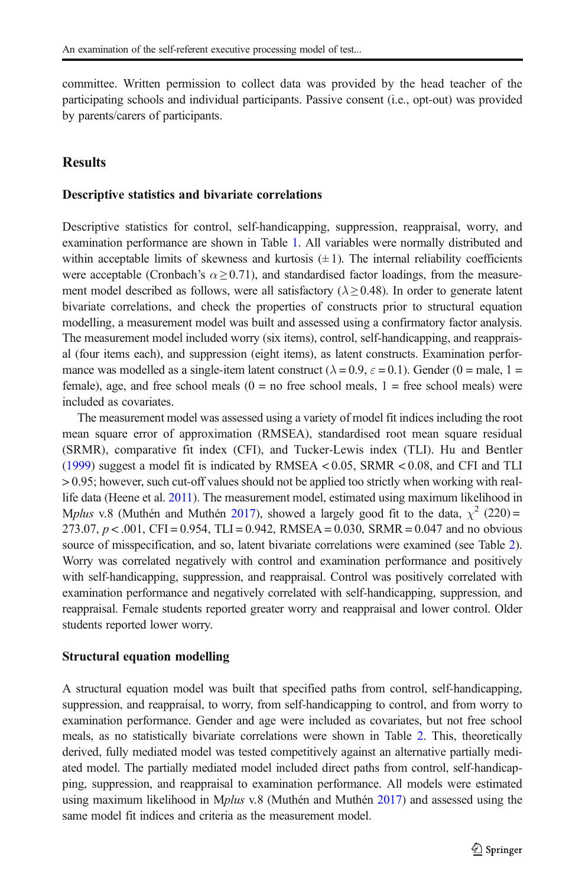committee. Written permission to collect data was provided by the head teacher of the participating schools and individual participants. Passive consent (i.e., opt-out) was provided by parents/carers of participants.

## Results

### Descriptive statistics and bivariate correlations

Descriptive statistics for control, self-handicapping, suppression, reappraisal, worry, and examination performance are shown in Table 1. All variables were normally distributed and within acceptable limits of skewness and kurtosis ($\pm 1$). The internal reliability coefficients were acceptable (Cronbach's $\alpha \geq 0.71$), and standardised factor loadings, from the measurement model described as follows, were all satisfactory ($\lambda \geq 0.48$). In order to generate latent bivariate correlations, and check the properties of constructs prior to structural equation modelling, a measurement model was built and assessed using a confirmatory factor analysis. The measurement model included worry (six items), control, self-handicapping, and reappraisal (four items each), and suppression (eight items), as latent constructs. Examination performance was modelled as a single-item latent construct ($\lambda = 0.9$, $\varepsilon = 0.1$). Gender (0 = male, 1 = female), age, and free school meals (0 = no free school meals, 1 = free school meals) were included as covariates.

The measurement model was assessed using a variety of model fit indices including the root mean square error of approximation (RMSEA), standardised root mean square residual (SRMR), comparative fit index (CFI), and Tucker-Lewis index (TLI). Hu and Bentler (1999) suggest a model fit is indicated by RMSEA < 0.05, SRMR < 0.08, and CFI and TLI > 0.95; however, such cut-off values should not be applied too strictly when working with real-life data (Heene et al. 2011). The measurement model, estimated using maximum likelihood in M*plus* v.8 (Muthén and Muthén 2017), showed a largely good fit to the data, $\chi^2$ (220) = 273.07, $p < .001$, CFI = 0.954, TLI = 0.942, RMSEA = 0.030, SRMR = 0.047 and no obvious source of misspecification, and so, latent bivariate correlations were examined (see Table 2). Worry was correlated negatively with control and examination performance and positively with self-handicapping, suppression, and reappraisal. Control was positively correlated with examination performance and negatively correlated with self-handicapping, suppression, and reappraisal. Female students reported greater worry and reappraisal and lower control. Older students reported lower worry.

### Structural equation modelling

A structural equation model was built that specified paths from control, self-handicapping, suppression, and reappraisal, to worry, from self-handicapping to control, and from worry to examination performance. Gender and age were included as covariates, but not free school meals, as no statistically bivariate correlations were shown in Table 2. This, theoretically derived, fully mediated model was tested competitively against an alternative partially mediated model. The partially mediated model included direct paths from control, self-handicapping, suppression, and reappraisal to examination performance. All models were estimated using maximum likelihood in M*plus* v.8 (Muthén and Muthén 2017) and assessed using the same model fit indices and criteria as the measurement model.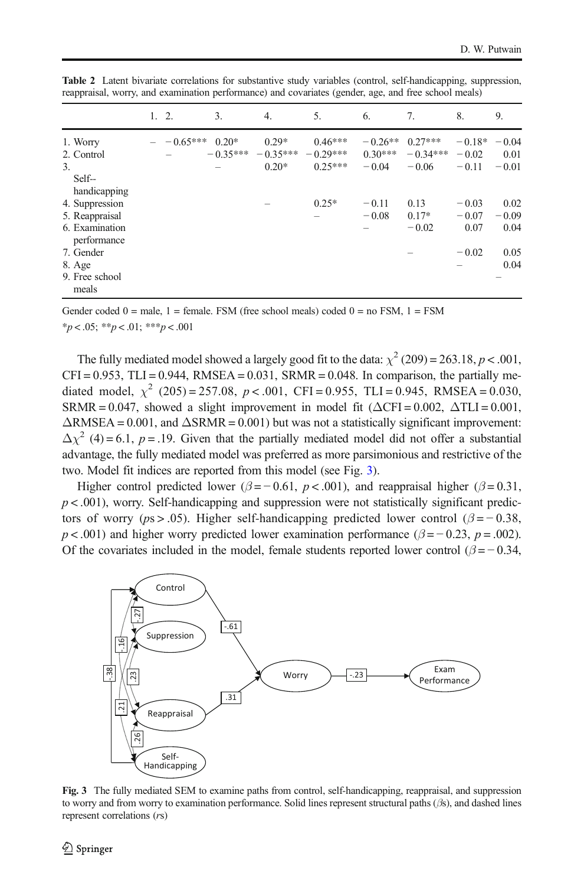**Table 2** Latent bivariate correlations for substantive study variables (control, self-handicapping, suppression, reappraisal, worry, and examination performance) and covariates (gender, age, and free school meals)

| | 1. | 2. | 3. | 4. | 5. | 6. | 7. | 8. | 9. |
|---|---|---|---|---|---|---|---|---|---|
| 1. Worry | – | −0.65*** | 0.20* | 0.29* | 0.46*** | −0.26** | 0.27*** | −0.18* | −0.04 |
| 2. Control | | – | −0.35*** | −0.35*** | −0.29*** | 0.30*** | −0.34*** | −0.02 | 0.01 |
| 3. Self--handicapping | | | – | 0.20* | 0.25*** | −0.04 | −0.06 | −0.11 | −0.01 |
| 4. Suppression | | | | – | 0.25* | −0.11 | 0.13 | −0.03 | 0.02 |
| 5. Reappraisal | | | | | – | −0.08 | 0.17* | −0.07 | −0.09 |
| 6. Examination performance | | | | | | – | −0.02 | 0.07 | 0.04 |
| 7. Gender | | | | | | | – | −0.02 | 0.05 |
| 8. Age | | | | | | | | – | 0.04 |
| 9. Free school meals | | | | | | | | | – |

Gender coded 0 = male, 1 = female. FSM (free school meals) coded 0 = no FSM, 1 = FSM

*$p < .05$; **$p < .01$; ***$p < .001$

The fully mediated model showed a largely good fit to the data: $\chi^2$ (209) = 263.18, $p < .001$, CFI = 0.953, TLI = 0.944, RMSEA = 0.031, SRMR = 0.048. In comparison, the partially mediated model, $\chi^2$ (205) = 257.08, $p < .001$, CFI = 0.955, TLI = 0.945, RMSEA = 0.030, SRMR = 0.047, showed a slight improvement in model fit ($\Delta$CFI = 0.002, $\Delta$TLI = 0.001, $\Delta$RMSEA = 0.001, and $\Delta$SRMR = 0.001) but was not a statistically significant improvement: $\Delta\chi^2$ (4) = 6.1, $p = .19$. Given that the partially mediated model did not offer a substantial advantage, the fully mediated model was preferred as more parsimonious and restrictive of the two. Model fit indices are reported from this model (see Fig. 3).

Higher control predicted lower ($\beta = -0.61$, $p < .001$), and reappraisal higher ($\beta = 0.31$, $p < .001$), worry. Self-handicapping and suppression were not statistically significant predictors of worry ($p$s > .05). Higher self-handicapping predicted lower control ($\beta = -0.38$, $p < .001$) and higher worry predicted lower examination performance ($\beta = -0.23$, $p = .002$). Of the covariates included in the model, female students reported lower control ($\beta = -0.34$,

**Fig. 3** The fully mediated SEM to examine paths from control, self-handicapping, reappraisal, and suppression to worry and from worry to examination performance. Solid lines represent structural paths ($\beta$s), and dashed lines represent correlations ($r$s)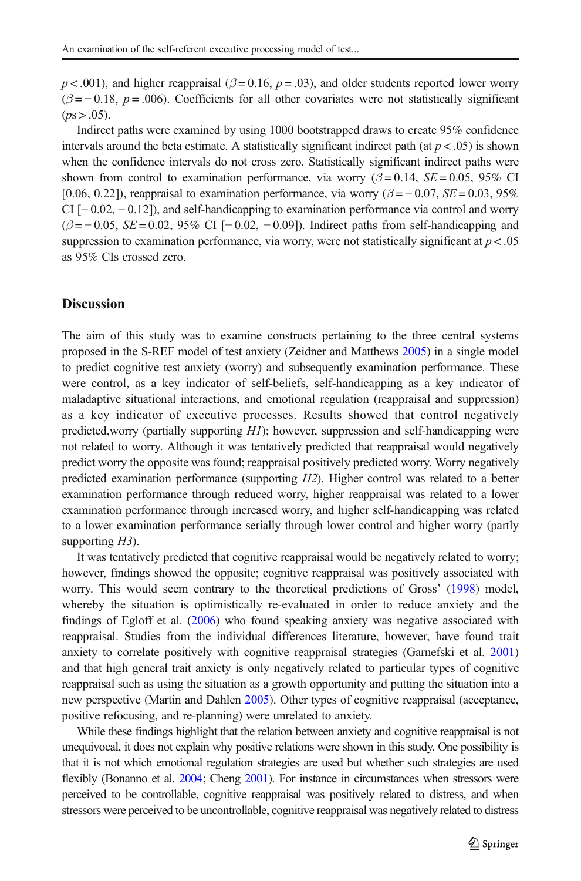$p < .001$), and higher reappraisal ($\beta = 0.16$, $p = .03$), and older students reported lower worry ($\beta = -0.18$, $p = .006$). Coefficients for all other covariates were not statistically significant ($p$s $> .05$).

Indirect paths were examined by using 1000 bootstrapped draws to create 95% confidence intervals around the beta estimate. A statistically significant indirect path (at $p < .05$) is shown when the confidence intervals do not cross zero. Statistically significant indirect paths were shown from control to examination performance, via worry ($\beta = 0.14$, $SE = 0.05$, 95% CI [0.06, 0.22]), reappraisal to examination performance, via worry ($\beta = -0.07$, $SE = 0.03$, 95% CI [$-0.02$, $-0.12$]), and self-handicapping to examination performance via control and worry ($\beta = -0.05$, $SE = 0.02$, 95% CI [$-0.02$, $-0.09$]). Indirect paths from self-handicapping and suppression to examination performance, via worry, were not statistically significant at $p < .05$ as 95% CIs crossed zero.

## Discussion

The aim of this study was to examine constructs pertaining to the three central systems proposed in the S-REF model of test anxiety (Zeidner and Matthews 2005) in a single model to predict cognitive test anxiety (worry) and subsequently examination performance. These were control, as a key indicator of self-beliefs, self-handicapping as a key indicator of maladaptive situational interactions, and emotional regulation (reappraisal and suppression) as a key indicator of executive processes. Results showed that control negatively predicted,worry (partially supporting *H1*); however, suppression and self-handicapping were not related to worry. Although it was tentatively predicted that reappraisal would negatively predict worry the opposite was found; reappraisal positively predicted worry. Worry negatively predicted examination performance (supporting *H2*). Higher control was related to a better examination performance through reduced worry, higher reappraisal was related to a lower examination performance through increased worry, and higher self-handicapping was related to a lower examination performance serially through lower control and higher worry (partly supporting *H3*).

It was tentatively predicted that cognitive reappraisal would be negatively related to worry; however, findings showed the opposite; cognitive reappraisal was positively associated with worry. This would seem contrary to the theoretical predictions of Gross' (1998) model, whereby the situation is optimistically re-evaluated in order to reduce anxiety and the findings of Egloff et al. (2006) who found speaking anxiety was negative associated with reappraisal. Studies from the individual differences literature, however, have found trait anxiety to correlate positively with cognitive reappraisal strategies (Garnefski et al. 2001) and that high general trait anxiety is only negatively related to particular types of cognitive reappraisal such as using the situation as a growth opportunity and putting the situation into a new perspective (Martin and Dahlen 2005). Other types of cognitive reappraisal (acceptance, positive refocusing, and re-planning) were unrelated to anxiety.

While these findings highlight that the relation between anxiety and cognitive reappraisal is not unequivocal, it does not explain why positive relations were shown in this study. One possibility is that it is not which emotional regulation strategies are used but whether such strategies are used flexibly (Bonanno et al. 2004; Cheng 2001). For instance in circumstances when stressors were perceived to be controllable, cognitive reappraisal was positively related to distress, and when stressors were perceived to be uncontrollable, cognitive reappraisal was negatively related to distress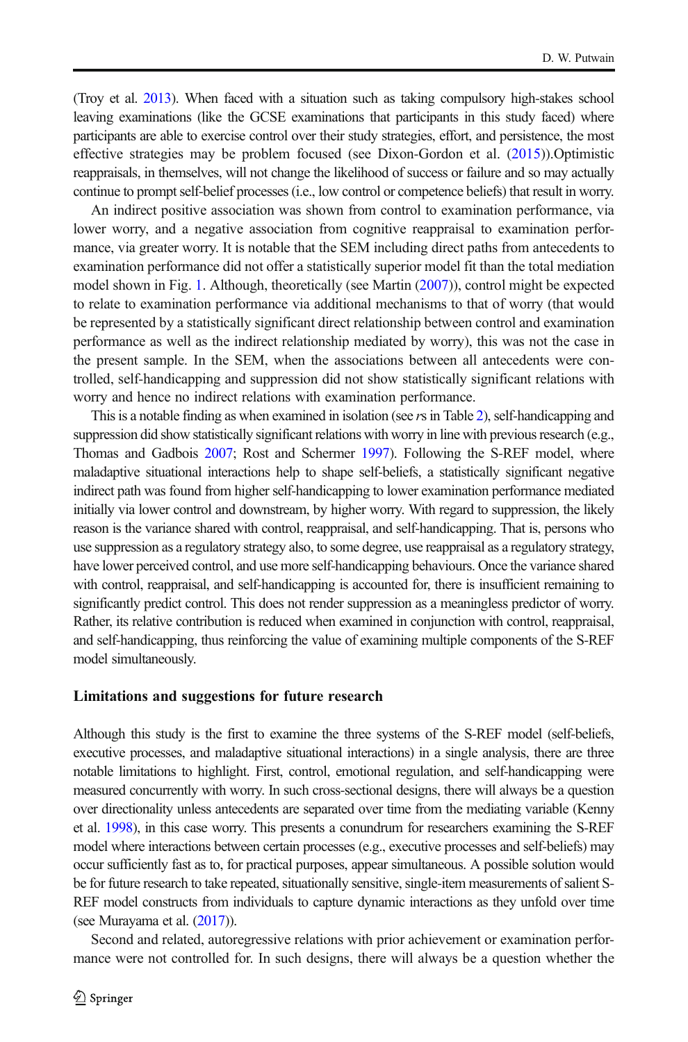(Troy et al. 2013). When faced with a situation such as taking compulsory high-stakes school leaving examinations (like the GCSE examinations that participants in this study faced) where participants are able to exercise control over their study strategies, effort, and persistence, the most effective strategies may be problem focused (see Dixon-Gordon et al. (2015)).Optimistic reappraisals, in themselves, will not change the likelihood of success or failure and so may actually continue to prompt self-belief processes (i.e., low control or competence beliefs) that result in worry.

An indirect positive association was shown from control to examination performance, via lower worry, and a negative association from cognitive reappraisal to examination performance, via greater worry. It is notable that the SEM including direct paths from antecedents to examination performance did not offer a statistically superior model fit than the total mediation model shown in Fig. 1. Although, theoretically (see Martin (2007)), control might be expected to relate to examination performance via additional mechanisms to that of worry (that would be represented by a statistically significant direct relationship between control and examination performance as well as the indirect relationship mediated by worry), this was not the case in the present sample. In the SEM, when the associations between all antecedents were controlled, self-handicapping and suppression did not show statistically significant relations with worry and hence no indirect relations with examination performance.

This is a notable finding as when examined in isolation (see *r*s in Table 2), self-handicapping and suppression did show statistically significant relations with worry in line with previous research (e.g., Thomas and Gadbois 2007; Rost and Schermer 1997). Following the S-REF model, where maladaptive situational interactions help to shape self-beliefs, a statistically significant negative indirect path was found from higher self-handicapping to lower examination performance mediated initially via lower control and downstream, by higher worry. With regard to suppression, the likely reason is the variance shared with control, reappraisal, and self-handicapping. That is, persons who use suppression as a regulatory strategy also, to some degree, use reappraisal as a regulatory strategy, have lower perceived control, and use more self-handicapping behaviours. Once the variance shared with control, reappraisal, and self-handicapping is accounted for, there is insufficient remaining to significantly predict control. This does not render suppression as a meaningless predictor of worry. Rather, its relative contribution is reduced when examined in conjunction with control, reappraisal, and self-handicapping, thus reinforcing the value of examining multiple components of the S-REF model simultaneously.

## Limitations and suggestions for future research

Although this study is the first to examine the three systems of the S-REF model (self-beliefs, executive processes, and maladaptive situational interactions) in a single analysis, there are three notable limitations to highlight. First, control, emotional regulation, and self-handicapping were measured concurrently with worry. In such cross-sectional designs, there will always be a question over directionality unless antecedents are separated over time from the mediating variable (Kenny et al. 1998), in this case worry. This presents a conundrum for researchers examining the S-REF model where interactions between certain processes (e.g., executive processes and self-beliefs) may occur sufficiently fast as to, for practical purposes, appear simultaneous. A possible solution would be for future research to take repeated, situationally sensitive, single-item measurements of salient S-REF model constructs from individuals to capture dynamic interactions as they unfold over time (see Murayama et al. (2017)).

Second and related, autoregressive relations with prior achievement or examination performance were not controlled for. In such designs, there will always be a question whether the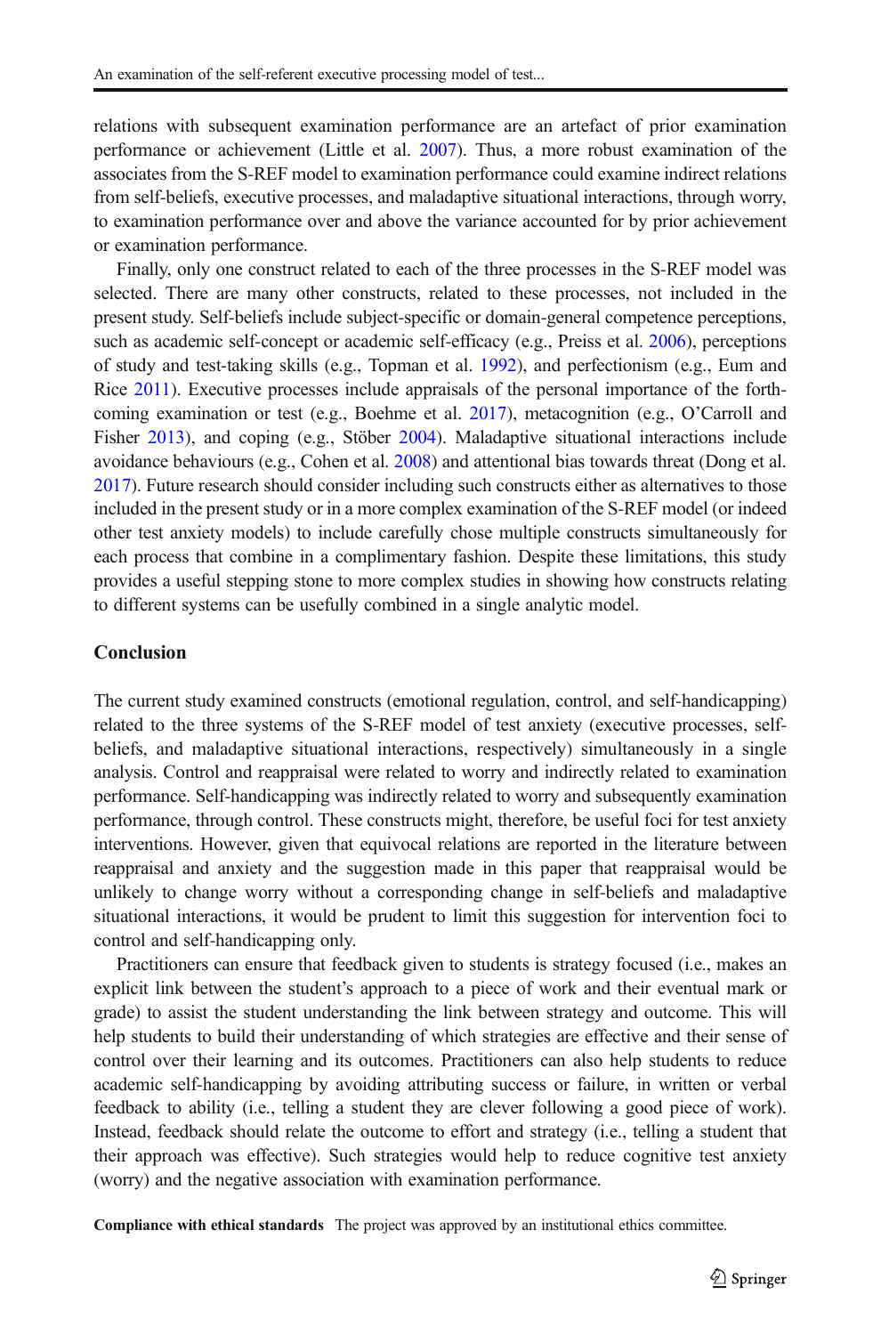relations with subsequent examination performance are an artefact of prior examination performance or achievement (Little et al. 2007). Thus, a more robust examination of the associates from the S-REF model to examination performance could examine indirect relations from self-beliefs, executive processes, and maladaptive situational interactions, through worry, to examination performance over and above the variance accounted for by prior achievement or examination performance.

Finally, only one construct related to each of the three processes in the S-REF model was selected. There are many other constructs, related to these processes, not included in the present study. Self-beliefs include subject-specific or domain-general competence perceptions, such as academic self-concept or academic self-efficacy (e.g., Preiss et al. 2006), perceptions of study and test-taking skills (e.g., Topman et al. 1992), and perfectionism (e.g., Eum and Rice 2011). Executive processes include appraisals of the personal importance of the forthcoming examination or test (e.g., Boehme et al. 2017), metacognition (e.g., O'Carroll and Fisher 2013), and coping (e.g., Stöber 2004). Maladaptive situational interactions include avoidance behaviours (e.g., Cohen et al. 2008) and attentional bias towards threat (Dong et al. 2017). Future research should consider including such constructs either as alternatives to those included in the present study or in a more complex examination of the S-REF model (or indeed other test anxiety models) to include carefully chose multiple constructs simultaneously for each process that combine in a complimentary fashion. Despite these limitations, this study provides a useful stepping stone to more complex studies in showing how constructs relating to different systems can be usefully combined in a single analytic model.

## Conclusion

The current study examined constructs (emotional regulation, control, and self-handicapping) related to the three systems of the S-REF model of test anxiety (executive processes, self-beliefs, and maladaptive situational interactions, respectively) simultaneously in a single analysis. Control and reappraisal were related to worry and indirectly related to examination performance. Self-handicapping was indirectly related to worry and subsequently examination performance, through control. These constructs might, therefore, be useful foci for test anxiety interventions. However, given that equivocal relations are reported in the literature between reappraisal and anxiety and the suggestion made in this paper that reappraisal would be unlikely to change worry without a corresponding change in self-beliefs and maladaptive situational interactions, it would be prudent to limit this suggestion for intervention foci to control and self-handicapping only.

Practitioners can ensure that feedback given to students is strategy focused (i.e., makes an explicit link between the student's approach to a piece of work and their eventual mark or grade) to assist the student understanding the link between strategy and outcome. This will help students to build their understanding of which strategies are effective and their sense of control over their learning and its outcomes. Practitioners can also help students to reduce academic self-handicapping by avoiding attributing success or failure, in written or verbal feedback to ability (i.e., telling a student they are clever following a good piece of work). Instead, feedback should relate the outcome to effort and strategy (i.e., telling a student that their approach was effective). Such strategies would help to reduce cognitive test anxiety (worry) and the negative association with examination performance.

**Compliance with ethical standards** The project was approved by an institutional ethics committee.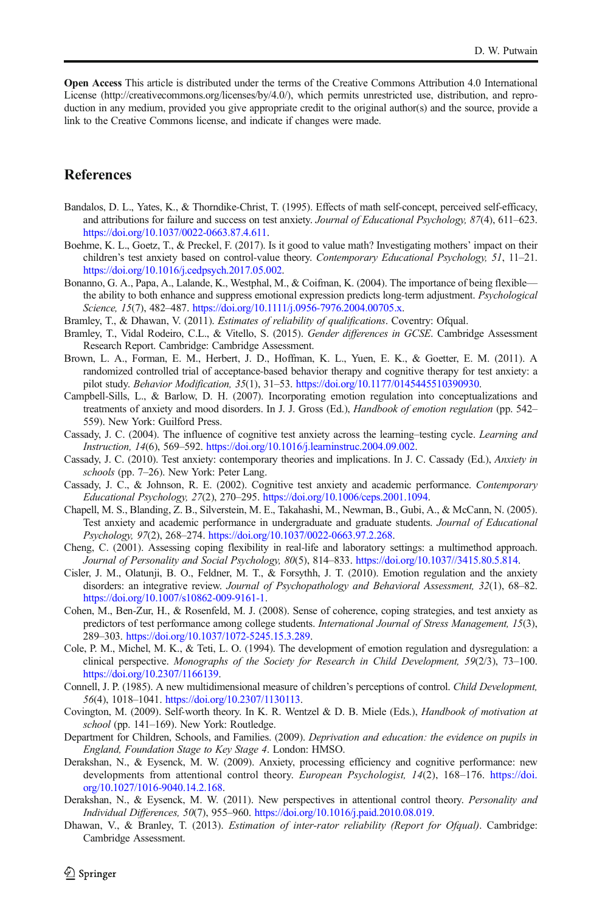**Open Access** This article is distributed under the terms of the Creative Commons Attribution 4.0 International License (http://creativecommons.org/licenses/by/4.0/), which permits unrestricted use, distribution, and reproduction in any medium, provided you give appropriate credit to the original author(s) and the source, provide a link to the Creative Commons license, and indicate if changes were made.

## References

Bandalos, D. L., Yates, K., & Thorndike-Christ, T. (1995). Effects of math self-concept, perceived self-efficacy, and attributions for failure and success on test anxiety. *Journal of Educational Psychology, 87*(4), 611–623. https://doi.org/10.1037/0022-0663.87.4.611.

Boehme, K. L., Goetz, T., & Preckel, F. (2017). Is it good to value math? Investigating mothers' impact on their children's test anxiety based on control-value theory. *Contemporary Educational Psychology, 51*, 11–21. https://doi.org/10.1016/j.cedpsych.2017.05.002.

Bonanno, G. A., Papa, A., Lalande, K., Westphal, M., & Coifman, K. (2004). The importance of being flexible—the ability to both enhance and suppress emotional expression predicts long-term adjustment. *Psychological Science, 15*(7), 482–487. https://doi.org/10.1111/j.0956-7976.2004.00705.x.

Bramley, T., & Dhawan, V. (2011). *Estimates of reliability of qualifications*. Coventry: Ofqual.

Bramley, T., Vidal Rodeiro, C.L., & Vitello, S. (2015). *Gender differences in GCSE*. Cambridge Assessment Research Report. Cambridge: Cambridge Assessment.

Brown, L. A., Forman, E. M., Herbert, J. D., Hoffman, K. L., Yuen, E. K., & Goetter, E. M. (2011). A randomized controlled trial of acceptance-based behavior therapy and cognitive therapy for test anxiety: a pilot study. *Behavior Modification, 35*(1), 31–53. https://doi.org/10.1177/0145445510390930.

Campbell-Sills, L., & Barlow, D. H. (2007). Incorporating emotion regulation into conceptualizations and treatments of anxiety and mood disorders. In J. J. Gross (Ed.), *Handbook of emotion regulation* (pp. 542–559). New York: Guilford Press.

Cassady, J. C. (2004). The influence of cognitive test anxiety across the learning–testing cycle. *Learning and Instruction, 14*(6), 569–592. https://doi.org/10.1016/j.learninstruc.2004.09.002.

Cassady, J. C. (2010). Test anxiety: contemporary theories and implications. In J. C. Cassady (Ed.), *Anxiety in schools* (pp. 7–26). New York: Peter Lang.

Cassady, J. C., & Johnson, R. E. (2002). Cognitive test anxiety and academic performance. *Contemporary Educational Psychology, 27*(2), 270–295. https://doi.org/10.1006/ceps.2001.1094.

Chapell, M. S., Blanding, Z. B., Silverstein, M. E., Takahashi, M., Newman, B., Gubi, A., & McCann, N. (2005). Test anxiety and academic performance in undergraduate and graduate students. *Journal of Educational Psychology, 97*(2), 268–274. https://doi.org/10.1037/0022-0663.97.2.268.

Cheng, C. (2001). Assessing coping flexibility in real-life and laboratory settings: a multimethod approach. *Journal of Personality and Social Psychology, 80*(5), 814–833. https://doi.org/10.1037//3415.80.5.814.

Cisler, J. M., Olatunji, B. O., Feldner, M. T., & Forsythh, J. T. (2010). Emotion regulation and the anxiety disorders: an integrative review. *Journal of Psychopathology and Behavioral Assessment, 32*(1), 68–82. https://doi.org/10.1007/s10862-009-9161-1.

Cohen, M., Ben-Zur, H., & Rosenfeld, M. J. (2008). Sense of coherence, coping strategies, and test anxiety as predictors of test performance among college students. *International Journal of Stress Management, 15*(3), 289–303. https://doi.org/10.1037/1072-5245.15.3.289.

Cole, P. M., Michel, M. K., & Teti, L. O. (1994). The development of emotion regulation and dysregulation: a clinical perspective. *Monographs of the Society for Research in Child Development, 59*(2/3), 73–100. https://doi.org/10.2307/1166139.

Connell, J. P. (1985). A new multidimensional measure of children's perceptions of control. *Child Development, 56*(4), 1018–1041. https://doi.org/10.2307/1130113.

Covington, M. (2009). Self-worth theory. In K. R. Wentzel & D. B. Miele (Eds.), *Handbook of motivation at school* (pp. 141–169). New York: Routledge.

Department for Children, Schools, and Families. (2009). *Deprivation and education: the evidence on pupils in England, Foundation Stage to Key Stage 4*. London: HMSO.

Derakshan, N., & Eysenck, M. W. (2009). Anxiety, processing efficiency and cognitive performance: new developments from attentional control theory. *European Psychologist, 14*(2), 168–176. https://doi.org/10.1027/1016-9040.14.2.168.

Derakshan, N., & Eysenck, M. W. (2011). New perspectives in attentional control theory. *Personality and Individual Differences, 50*(7), 955–960. https://doi.org/10.1016/j.paid.2010.08.019.

Dhawan, V., & Branley, T. (2013). *Estimation of inter-rator reliability (Report for Ofqual)*. Cambridge: Cambridge Assessment.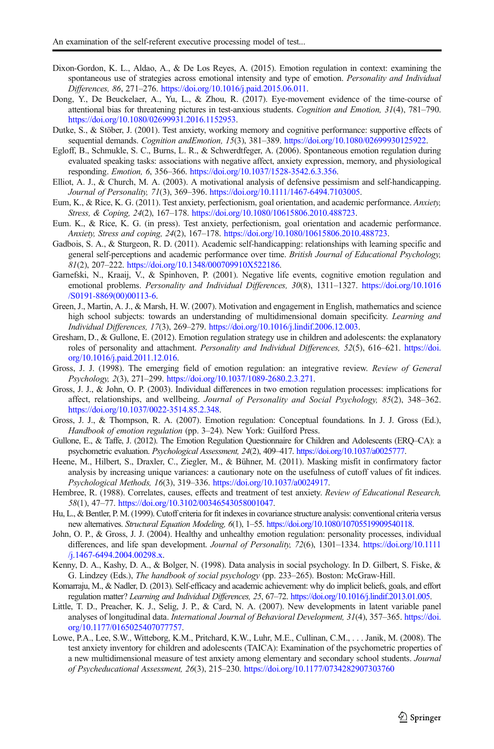Dixon-Gordon, K. L., Aldao, A., & De Los Reyes, A. (2015). Emotion regulation in context: examining the spontaneous use of strategies across emotional intensity and type of emotion. *Personality and Individual Differences, 86*, 271–276. https://doi.org/10.1016/j.paid.2015.06.011.

Dong, Y., De Beuckelaer, A., Yu, L., & Zhou, R. (2017). Eye-movement evidence of the time-course of attentional bias for threatening pictures in test-anxious students. *Cognition and Emotion, 31*(4), 781–790. https://doi.org/10.1080/02699931.2016.1152953.

Dutke, S., & Stöber, J. (2001). Test anxiety, working memory and cognitive performance: supportive effects of sequential demands. *Cognition andEmotion, 15*(3), 381–389. https://doi.org/10.1080/02699930125922.

Egloff, B., Schmukle, S. C., Burns, L. R., & Schwerdtfeger, A. (2006). Spontaneous emotion regulation during evaluated speaking tasks: associations with negative affect, anxiety expression, memory, and physiological responding. *Emotion, 6*, 356–366. https://doi.org/10.1037/1528-3542.6.3.356.

Elliot, A. J., & Church, M. A. (2003). A motivational analysis of defensive pessimism and self-handicapping. *Journal of Personality, 71*(3), 369–396. https://doi.org/10.1111/1467-6494.7103005.

Eum, K., & Rice, K. G. (2011). Test anxiety, perfectionism, goal orientation, and academic performance. *Anxiety, Stress, & Coping, 24*(2), 167–178. https://doi.org/10.1080/10615806.2010.488723.

Eum. K., & Rice, K. G. (in press). Test anxiety, perfectionism, goal orientation and academic performance. *Anxiety, Stress and coping, 24*(2), 167–178. https://doi.org/10.1080/10615806.2010.488723.

Gadbois, S. A., & Sturgeon, R. D. (2011). Academic self-handicapping: relationships with learning specific and general self-perceptions and academic performance over time. *British Journal of Educational Psychology, 81*(2), 207–222. https://doi.org/10.1348/000709910X522186.

Garnefski, N., Kraaij, V., & Spinhoven, P. (2001). Negative life events, cognitive emotion regulation and emotional problems. *Personality and Individual Differences, 30*(8), 1311–1327. https://doi.org/10.1016/S0191-8869(00)00113-6.

Green, J., Martin, A. J., & Marsh, H. W. (2007). Motivation and engagement in English, mathematics and science high school subjects: towards an understanding of multidimensional domain specificity. *Learning and Individual Differences, 17*(3), 269–279. https://doi.org/10.1016/j.lindif.2006.12.003.

Gresham, D., & Gullone, E. (2012). Emotion regulation strategy use in children and adolescents: the explanatory roles of personality and attachment. *Personality and Individual Differences, 52*(5), 616–621. https://doi.org/10.1016/j.paid.2011.12.016.

Gross, J. J. (1998). The emerging field of emotion regulation: an integrative review. *Review of General Psychology, 2*(3), 271–299. https://doi.org/10.1037/1089-2680.2.3.271.

Gross, J. J., & John, O. P. (2003). Individual differences in two emotion regulation processes: implications for affect, relationships, and wellbeing. *Journal of Personality and Social Psychology, 85*(2), 348–362. https://doi.org/10.1037/0022-3514.85.2.348.

Gross, J. J., & Thompson, R. A. (2007). Emotion regulation: Conceptual foundations. In J. J. Gross (Ed.), *Handbook of emotion regulation* (pp. 3–24). New York: Guilford Press.

Gullone, E., & Taffe, J. (2012). The Emotion Regulation Questionnaire for Children and Adolescents (ERQ–CA): a psychometric evaluation. *Psychological Assessment, 24*(2), 409–417. https://doi.org/10.1037/a0025777.

Heene, M., Hilbert, S., Draxler, C., Ziegler, M., & Bühner, M. (2011). Masking misfit in confirmatory factor analysis by increasing unique variances: a cautionary note on the usefulness of cutoff values of fit indices. *Psychological Methods, 16*(3), 319–336. https://doi.org/10.1037/a0024917.

Hembree, R. (1988). Correlates, causes, effects and treatment of test anxiety. *Review of Educational Research, 58*(1), 47–77. https://doi.org/10.3102/00346543058001047.

Hu, L., & Bentler, P. M. (1999). Cutoff criteria for fit indexes in covariance structure analysis: conventional criteria versus new alternatives. *Structural Equation Modeling, 6*(1), 1–55. https://doi.org/10.1080/10705519909540118.

John, O. P., & Gross, J. J. (2004). Healthy and unhealthy emotion regulation: personality processes, individual differences, and life span development. *Journal of Personality, 72*(6), 1301–1334. https://doi.org/10.1111/j.1467-6494.2004.00298.x.

Kenny, D. A., Kashy, D. A., & Bolger, N. (1998). Data analysis in social psychology. In D. Gilbert, S. Fiske, & G. Lindzey (Eds.), *The handbook of social psychology* (pp. 233–265). Boston: McGraw-Hill.

Komarraju, M., & Nadler, D. (2013). Self-efficacy and academic achievement: why do implicit beliefs, goals, and effort regulation matter? *Learning and Individual Differences, 25*, 67–72. https://doi.org/10.1016/j.lindif.2013.01.005.

Little, T. D., Preacher, K. J., Selig, J. P., & Card, N. A. (2007). New developments in latent variable panel analyses of longitudinal data. *International Journal of Behavioral Development, 31*(4), 357–365. https://doi.org/10.1177/0165025407077757.

Lowe, P.A., Lee, S.W., Witteborg, K.M., Pritchard, K.W., Luhr, M.E., Cullinan, C.M., . . . Janik, M. (2008). The test anxiety inventory for children and adolescents (TAICA): Examination of the psychometric properties of a new multidimensional measure of test anxiety among elementary and secondary school students. *Journal of Psychoeducational Assessment, 26*(3), 215–230. https://doi.org/10.1177/0734282907303760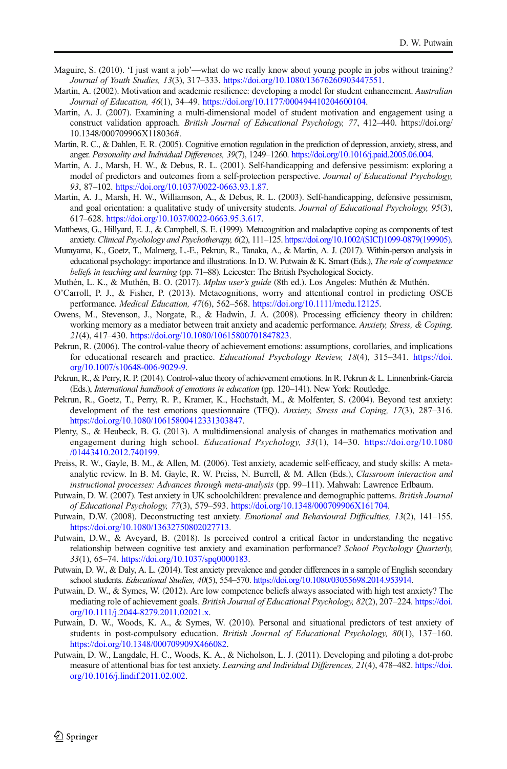Maguire, S. (2010). 'I just want a job'—what do we really know about young people in jobs without training? *Journal of Youth Studies, 13*(3), 317–333. https://doi.org/10.1080/13676260903447551.

Martin, A. (2002). Motivation and academic resilience: developing a model for student enhancement. *Australian Journal of Education, 46*(1), 34–49. https://doi.org/10.1177/000494410204600104.

Martin, A. J. (2007). Examining a multi-dimensional model of student motivation and engagement using a construct validation approach. *British Journal of Educational Psychology, 77*, 412–440. https://doi.org/10.1348/000709906X118036#.

Martin, R. C., & Dahlen, E. R. (2005). Cognitive emotion regulation in the prediction of depression, anxiety, stress, and anger. *Personality and Individual Differences, 39*(7), 1249–1260. https://doi.org/10.1016/j.paid.2005.06.004.

Martin, A. J., Marsh, H. W., & Debus, R. L. (2001). Self-handicapping and defensive pessimism: exploring a model of predictors and outcomes from a self-protection perspective. *Journal of Educational Psychology, 93*, 87–102. https://doi.org/10.1037/0022-0663.93.1.87.

Martin, A. J., Marsh, H. W., Williamson, A., & Debus, R. L. (2003). Self-handicapping, defensive pessimism, and goal orientation: a qualitative study of university students. *Journal of Educational Psychology, 95*(3), 617–628. https://doi.org/10.1037/0022-0663.95.3.617.

Matthews, G., Hillyard, E. J., & Campbell, S. E. (1999). Metacognition and maladaptive coping as components of test anxiety. *Clinical Psychology and Psychotherapy, 6*(2), 111–125. https://doi.org/10.1002/(SICI)1099-0879(199905).

Murayama, K., Goetz, T., Malmerg, L.-E., Pekrun, R., Tanaka, A., & Martin, A. J. (2017). Within-person analysis in educational psychology: importance and illustrations. In D. W. Putwain & K. Smart (Eds.), *The role of competence beliefs in teaching and learning* (pp. 71–88). Leicester: The British Psychological Society.

Muthén, L. K., & Muthén, B. O. (2017). *Mplus user's guide* (8th ed.). Los Angeles: Muthén & Muthén.

O'Carroll, P. J., & Fisher, P. (2013). Metacognitions, worry and attentional control in predicting OSCE performance. *Medical Education, 47*(6), 562–568. https://doi.org/10.1111/medu.12125.

Owens, M., Stevenson, J., Norgate, R., & Hadwin, J. A. (2008). Processing efficiency theory in children: working memory as a mediator between trait anxiety and academic performance. *Anxiety, Stress, & Coping, 21*(4), 417–430. https://doi.org/10.1080/10615800701847823.

Pekrun, R. (2006). The control-value theory of achievement emotions: assumptions, corollaries, and implications for educational research and practice. *Educational Psychology Review, 18*(4), 315–341. https://doi.org/10.1007/s10648-006-9029-9.

Pekrun, R., & Perry, R. P. (2014). Control-value theory of achievement emotions. In R. Pekrun & L. Linnenbrink-Garcia (Eds.), *International handbook of emotions in education* (pp. 120–141). New York: Routledge.

Pekrun, R., Goetz, T., Perry, R. P., Kramer, K., Hochstadt, M., & Molfenter, S. (2004). Beyond test anxiety: development of the test emotions questionnaire (TEQ). *Anxiety, Stress and Coping, 17*(3), 287–316. https://doi.org/10.1080/10615800412331303847.

Plenty, S., & Heubeck, B. G. (2013). A multidimensional analysis of changes in mathematics motivation and engagement during high school. *Educational Psychology, 33*(1), 14–30. https://doi.org/10.1080/01443410.2012.740199.

Preiss, R. W., Gayle, B. M., & Allen, M. (2006). Test anxiety, academic self-efficacy, and study skills: A meta-analytic review. In B. M. Gayle, R. W. Preiss, N. Burrell, & M. Allen (Eds.), *Classroom interaction and instructional processes: Advances through meta-analysis* (pp. 99–111). Mahwah: Lawrence Erlbaum.

Putwain, D. W. (2007). Test anxiety in UK schoolchildren: prevalence and demographic patterns. *British Journal of Educational Psychology, 77*(3), 579–593. https://doi.org/10.1348/000709906X161704.

Putwain, D.W. (2008). Deconstructing test anxiety. *Emotional and Behavioural Difficulties, 13*(2), 141–155. https://doi.org/10.1080/13632750802027713.

Putwain, D.W., & Aveyard, B. (2018). Is perceived control a critical factor in understanding the negative relationship between cognitive test anxiety and examination performance? *School Psychology Quarterly, 33*(1), 65–74. https://doi.org/10.1037/spq0000183.

Putwain, D. W., & Daly, A. L. (2014). Test anxiety prevalence and gender differences in a sample of English secondary school students. *Educational Studies, 40*(5), 554–570. https://doi.org/10.1080/03055698.2014.953914.

Putwain, D. W., & Symes, W. (2012). Are low competence beliefs always associated with high test anxiety? The mediating role of achievement goals. *British Journal of Educational Psychology, 82*(2), 207–224. https://doi.org/10.1111/j.2044-8279.2011.02021.x.

Putwain, D. W., Woods, K. A., & Symes, W. (2010). Personal and situational predictors of test anxiety of students in post-compulsory education. *British Journal of Educational Psychology, 80*(1), 137–160. https://doi.org/10.1348/000709909X466082.

Putwain, D. W., Langdale, H. C., Woods, K. A., & Nicholson, L. J. (2011). Developing and piloting a dot-probe measure of attentional bias for test anxiety. *Learning and Individual Differences, 21*(4), 478–482. https://doi.org/10.1016/j.lindif.2011.02.002.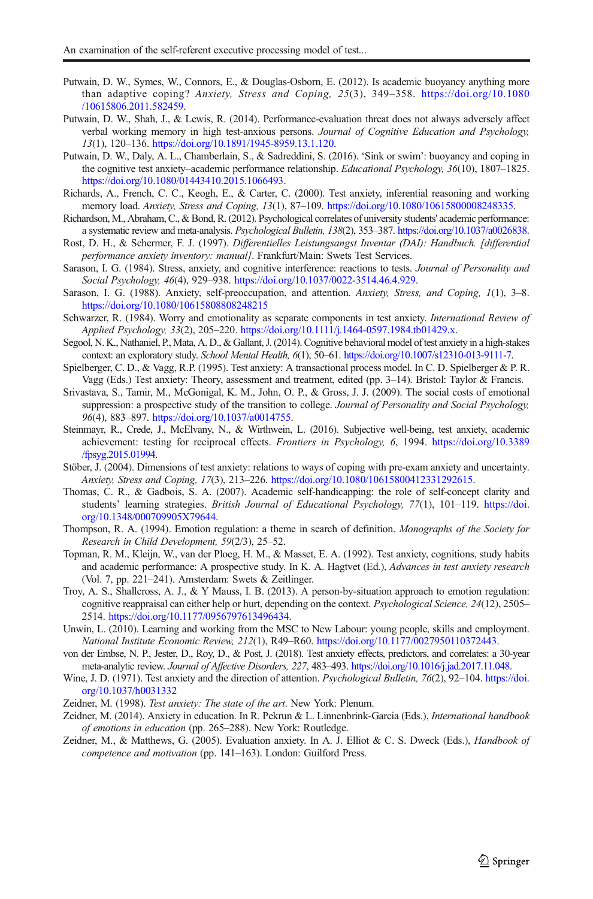Putwain, D. W., Symes, W., Connors, E., & Douglas-Osborn, E. (2012). Is academic buoyancy anything more than adaptive coping? *Anxiety, Stress and Coping, 25*(3), 349–358. https://doi.org/10.1080/10615806.2011.582459.

Putwain, D. W., Shah, J., & Lewis, R. (2014). Performance-evaluation threat does not always adversely affect verbal working memory in high test-anxious persons. *Journal of Cognitive Education and Psychology, 13*(1), 120–136. https://doi.org/10.1891/1945-8959.13.1.120.

Putwain, D. W., Daly, A. L., Chamberlain, S., & Sadreddini, S. (2016). 'Sink or swim': buoyancy and coping in the cognitive test anxiety–academic performance relationship. *Educational Psychology, 36*(10), 1807–1825. https://doi.org/10.1080/01443410.2015.1066493.

Richards, A., French, C. C., Keogh, E., & Carter, C. (2000). Test anxiety, inferential reasoning and working memory load. *Anxiety, Stress and Coping, 13*(1), 87–109. https://doi.org/10.1080/10615800008248335.

Richardson, M., Abraham, C., & Bond, R. (2012). Psychological correlates of university students' academic performance: a systematic review and meta-analysis. *Psychological Bulletin, 138*(2), 353–387. https://doi.org/10.1037/a0026838.

Rost, D. H., & Schermer, F. J. (1997). *Differentielles Leistungsangst Inventar (DAI): Handbuch. [differential performance anxiety inventory: manual]*. Frankfurt/Main: Swets Test Services.

Sarason, I. G. (1984). Stress, anxiety, and cognitive interference: reactions to tests. *Journal of Personality and Social Psychology, 46*(4), 929–938. https://doi.org/10.1037/0022-3514.46.4.929.

Sarason, I. G. (1988). Anxiety, self-preoccupation, and attention. *Anxiety, Stress, and Coping, 1*(1), 3–8. https://doi.org/10.1080/10615808808248215

Schwarzer, R. (1984). Worry and emotionality as separate components in test anxiety. *International Review of Applied Psychology, 33*(2), 205–220. https://doi.org/10.1111/j.1464-0597.1984.tb01429.x.

Segool, N. K., Nathaniel, P., Mata, A. D., & Gallant, J. (2014). Cognitive behavioral model of test anxiety in a high-stakes context: an exploratory study. *School Mental Health, 6*(1), 50–61. https://doi.org/10.1007/s12310-013-9111-7.

Spielberger, C. D., & Vagg, R.P. (1995). Test anxiety: A transactional process model. In C. D. Spielberger & P. R. Vagg (Eds.) Test anxiety: Theory, assessment and treatment, edited (pp. 3–14). Bristol: Taylor & Francis.

Srivastava, S., Tamir, M., McGonigal, K. M., John, O. P., & Gross, J. J. (2009). The social costs of emotional suppression: a prospective study of the transition to college. *Journal of Personality and Social Psychology, 96*(4), 883–897. https://doi.org/10.1037/a0014755.

Steinmayr, R., Crede, J., McElvany, N., & Wirthwein, L. (2016). Subjective well-being, test anxiety, academic achievement: testing for reciprocal effects. *Frontiers in Psychology, 6*, 1994. https://doi.org/10.3389/fpsyg.2015.01994.

Stöber, J. (2004). Dimensions of test anxiety: relations to ways of coping with pre-exam anxiety and uncertainty. *Anxiety, Stress and Coping, 17*(3), 213–226. https://doi.org/10.1080/10615800412331292615.

Thomas, C. R., & Gadbois, S. A. (2007). Academic self-handicapping: the role of self-concept clarity and students' learning strategies. *British Journal of Educational Psychology, 77*(1), 101–119. https://doi.org/10.1348/000709905X79644.

Thompson, R. A. (1994). Emotion regulation: a theme in search of definition. *Monographs of the Society for Research in Child Development, 59*(2/3), 25–52.

Topman, R. M., Kleijn, W., van der Ploeg, H. M., & Masset, E. A. (1992). Test anxiety, cognitions, study habits and academic performance: A prospective study. In K. A. Hagtvet (Ed.), *Advances in test anxiety research* (Vol. 7, pp. 221–241). Amsterdam: Swets & Zeitlinger.

Troy, A. S., Shallcross, A. J., & Y Mauss, I. B. (2013). A person-by-situation approach to emotion regulation: cognitive reappraisal can either help or hurt, depending on the context. *Psychological Science, 24*(12), 2505–2514. https://doi.org/10.1177/0956797613496434.

Unwin, L. (2010). Learning and working from the MSC to New Labour: young people, skills and employment. *National Institute Economic Review, 212*(1), R49–R60. https://doi.org/10.1177/0027950110372443.

von der Embse, N. P., Jester, D., Roy, D., & Post, J. (2018). Test anxiety effects, predictors, and correlates: a 30-year meta-analytic review. *Journal of Affective Disorders, 227*, 483–493. https://doi.org/10.1016/j.jad.2017.11.048.

Wine, J. D. (1971). Test anxiety and the direction of attention. *Psychological Bulletin, 76*(2), 92–104. https://doi.org/10.1037/h0031332

Zeidner, M. (1998). *Test anxiety: The state of the art*. New York: Plenum.

Zeidner, M. (2014). Anxiety in education. In R. Pekrun & L. Linnenbrink-Garcia (Eds.), *International handbook of emotions in education* (pp. 265–288). New York: Routledge.

Zeidner, M., & Matthews, G. (2005). Evaluation anxiety. In A. J. Elliot & C. S. Dweck (Eds.), *Handbook of competence and motivation* (pp. 141–163). London: Guilford Press.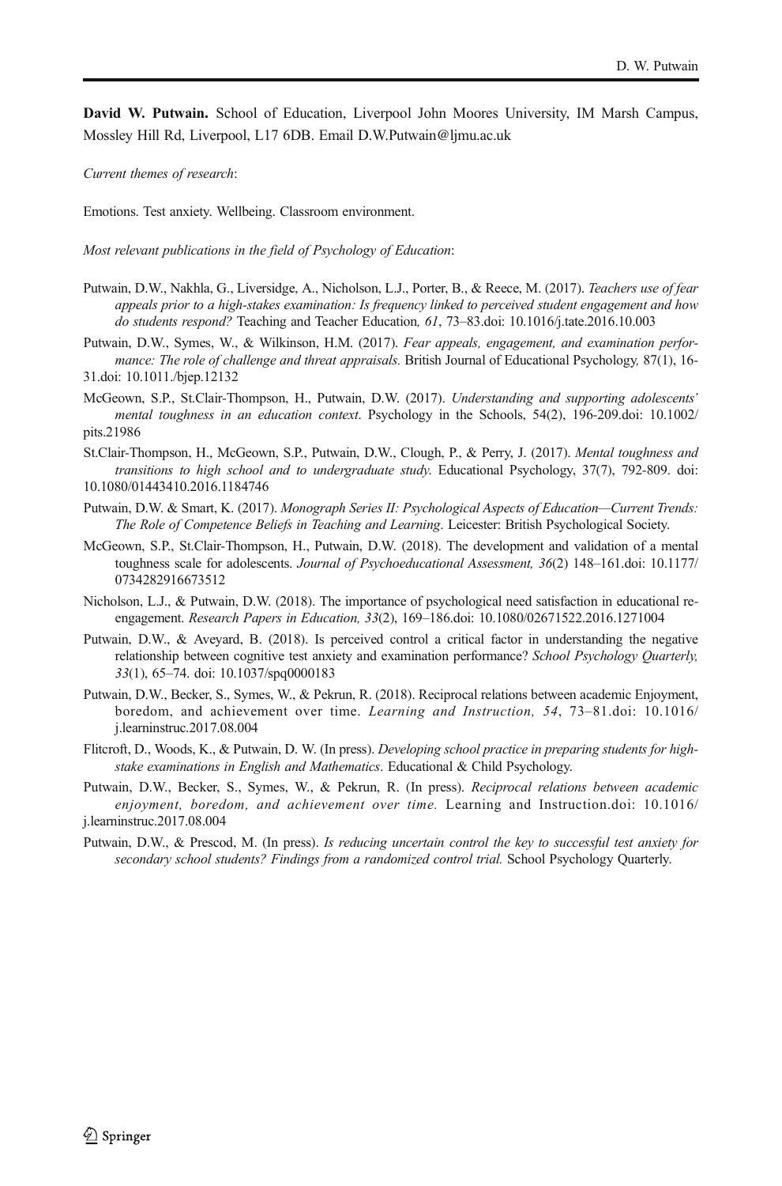**David W. Putwain.** School of Education, Liverpool John Moores University, IM Marsh Campus, Mossley Hill Rd, Liverpool, L17 6DB. Email D.W.Putwain@ljmu.ac.uk

*Current themes of research*:

Emotions. Test anxiety. Wellbeing. Classroom environment.

*Most relevant publications in the field of Psychology of Education*:

Putwain, D.W., Nakhla, G., Liversidge, A., Nicholson, L.J., Porter, B., & Reece, M. (2017). *Teachers use of fear appeals prior to a high-stakes examination: Is frequency linked to perceived student engagement and how do students respond?* Teaching and Teacher Education*, 61*, 73–83.doi: 10.1016/j.tate.2016.10.003

Putwain, D.W., Symes, W., & Wilkinson, H.M. (2017). *Fear appeals, engagement, and examination performance: The role of challenge and threat appraisals.* British Journal of Educational Psychology*,* 87(1), 16-31.doi: 10.1011./bjep.12132

McGeown, S.P., St.Clair-Thompson, H., Putwain, D.W. (2017). *Understanding and supporting adolescents' mental toughness in an education context*. Psychology in the Schools, 54(2), 196-209.doi: 10.1002/pits.21986

St.Clair-Thompson, H., McGeown, S.P., Putwain, D.W., Clough, P., & Perry, J. (2017). *Mental toughness and transitions to high school and to undergraduate study.* Educational Psychology, 37(7), 792-809. doi: 10.1080/01443410.2016.1184746

Putwain, D.W. & Smart, K. (2017). *Monograph Series II: Psychological Aspects of Education—Current Trends: The Role of Competence Beliefs in Teaching and Learning*. Leicester: British Psychological Society.

McGeown, S.P., St.Clair-Thompson, H., Putwain, D.W. (2018). The development and validation of a mental toughness scale for adolescents. *Journal of Psychoeducational Assessment, 36*(2) 148–161.doi: 10.1177/0734282916673512

Nicholson, L.J., & Putwain, D.W. (2018). The importance of psychological need satisfaction in educational re-engagement. *Research Papers in Education, 33*(2), 169–186.doi: 10.1080/02671522.2016.1271004

Putwain, D.W., & Aveyard, B. (2018). Is perceived control a critical factor in understanding the negative relationship between cognitive test anxiety and examination performance? *School Psychology Quarterly, 33*(1), 65–74. doi: 10.1037/spq0000183

Putwain, D.W., Becker, S., Symes, W., & Pekrun, R. (2018). Reciprocal relations between academic Enjoyment, boredom, and achievement over time. *Learning and Instruction, 54*, 73–81.doi: 10.1016/j.learninstruc.2017.08.004

Flitcroft, D., Woods, K., & Putwain, D. W. (In press). *Developing school practice in preparing students for high-stake examinations in English and Mathematics*. Educational & Child Psychology.

Putwain, D.W., Becker, S., Symes, W., & Pekrun, R. (In press). *Reciprocal relations between academic enjoyment, boredom, and achievement over time.* Learning and Instruction.doi: 10.1016/j.learninstruc.2017.08.004

Putwain, D.W., & Prescod, M. (In press). *Is reducing uncertain control the key to successful test anxiety for secondary school students? Findings from a randomized control trial.* School Psychology Quarterly.